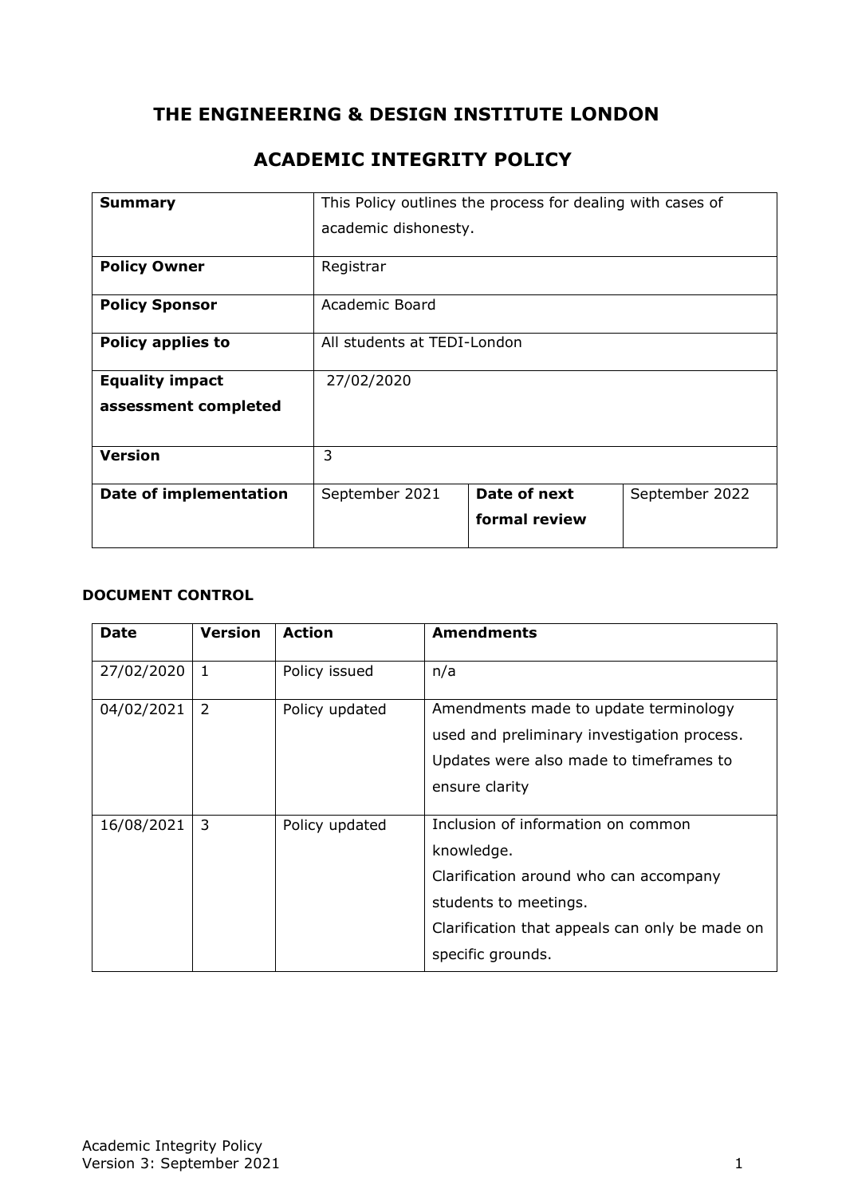# THE ENGINEERING & DESIGN INSTITUTE LONDON

## ACADEMIC INTEGRITY POLICY

| | | | |
|---|---|---|---|
| **Summary** | This Policy outlines the process for dealing with cases of academic dishonesty. | | |
| **Policy Owner** | Registrar | | |
| **Policy Sponsor** | Academic Board | | |
| **Policy applies to** | All students at TEDI-London | | |
| **Equality impact assessment completed** | 27/02/2020 | | |
| **Version** | 3 | | |
| **Date of implementation** | September 2021 | **Date of next formal review** | September 2022 |

### DOCUMENT CONTROL

| **Date** | **Version** | **Action** | **Amendments** |
|---|---|---|---|
| 27/02/2020 | 1 | Policy issued | n/a |
| 04/02/2021 | 2 | Policy updated | Amendments made to update terminology used and preliminary investigation process. Updates were also made to timeframes to ensure clarity |
| 16/08/2021 | 3 | Policy updated | Inclusion of information on common knowledge.<br>Clarification around who can accompany students to meetings.<br>Clarification that appeals can only be made on specific grounds. |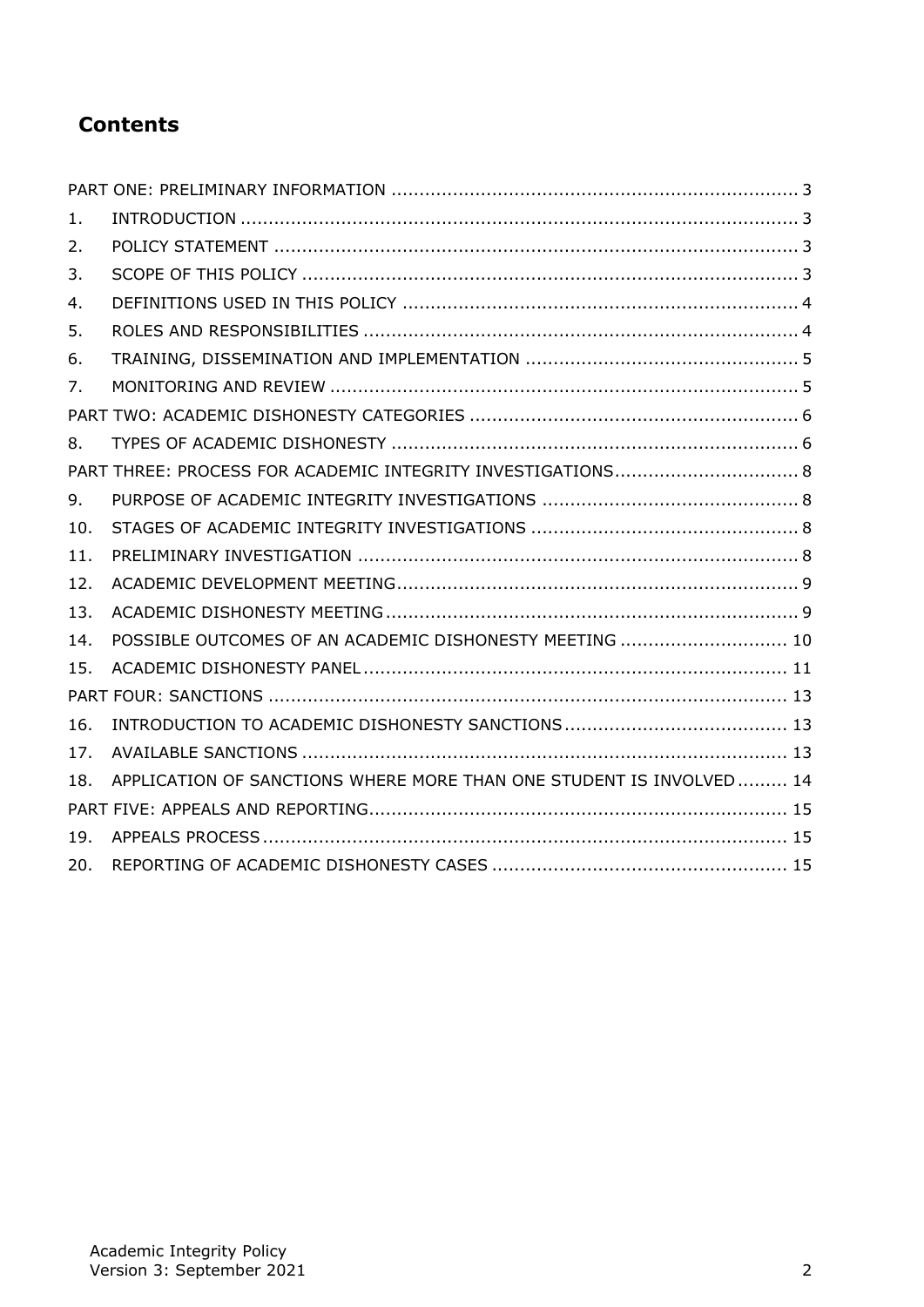## Contents

PART ONE: PRELIMINARY INFORMATION ........................................................................ 3

1. INTRODUCTION .................................................................................................... 3
2. POLICY STATEMENT ............................................................................................. 3
3. SCOPE OF THIS POLICY ........................................................................................ 3
4. DEFINITIONS USED IN THIS POLICY ...................................................................... 4
5. ROLES AND RESPONSIBILITIES ............................................................................. 4
6. TRAINING, DISSEMINATION AND IMPLEMENTATION ................................................. 5
7. MONITORING AND REVIEW .................................................................................... 5

PART TWO: ACADEMIC DISHONESTY CATEGORIES .......................................................... 6

8. TYPES OF ACADEMIC DISHONESTY ......................................................................... 6

PART THREE: PROCESS FOR ACADEMIC INTEGRITY INVESTIGATIONS................................. 8

9. PURPOSE OF ACADEMIC INTEGRITY INVESTIGATIONS .............................................. 8
10. STAGES OF ACADEMIC INTEGRITY INVESTIGATIONS ................................................ 8
11. PRELIMINARY INVESTIGATION .............................................................................. 8
12. ACADEMIC DEVELOPMENT MEETING....................................................................... 9
13. ACADEMIC DISHONESTY MEETING......................................................................... 9
14. POSSIBLE OUTCOMES OF AN ACADEMIC DISHONESTY MEETING .............................. 10
15. ACADEMIC DISHONESTY PANEL ............................................................................ 11

PART FOUR: SANCTIONS ............................................................................................ 13

16. INTRODUCTION TO ACADEMIC DISHONESTY SANCTIONS........................................ 13
17. AVAILABLE SANCTIONS ....................................................................................... 13
18. APPLICATION OF SANCTIONS WHERE MORE THAN ONE STUDENT IS INVOLVED ......... 14

PART FIVE: APPEALS AND REPORTING........................................................................... 15

19. APPEALS PROCESS .............................................................................................. 15
20. REPORTING OF ACADEMIC DISHONESTY CASES ..................................................... 15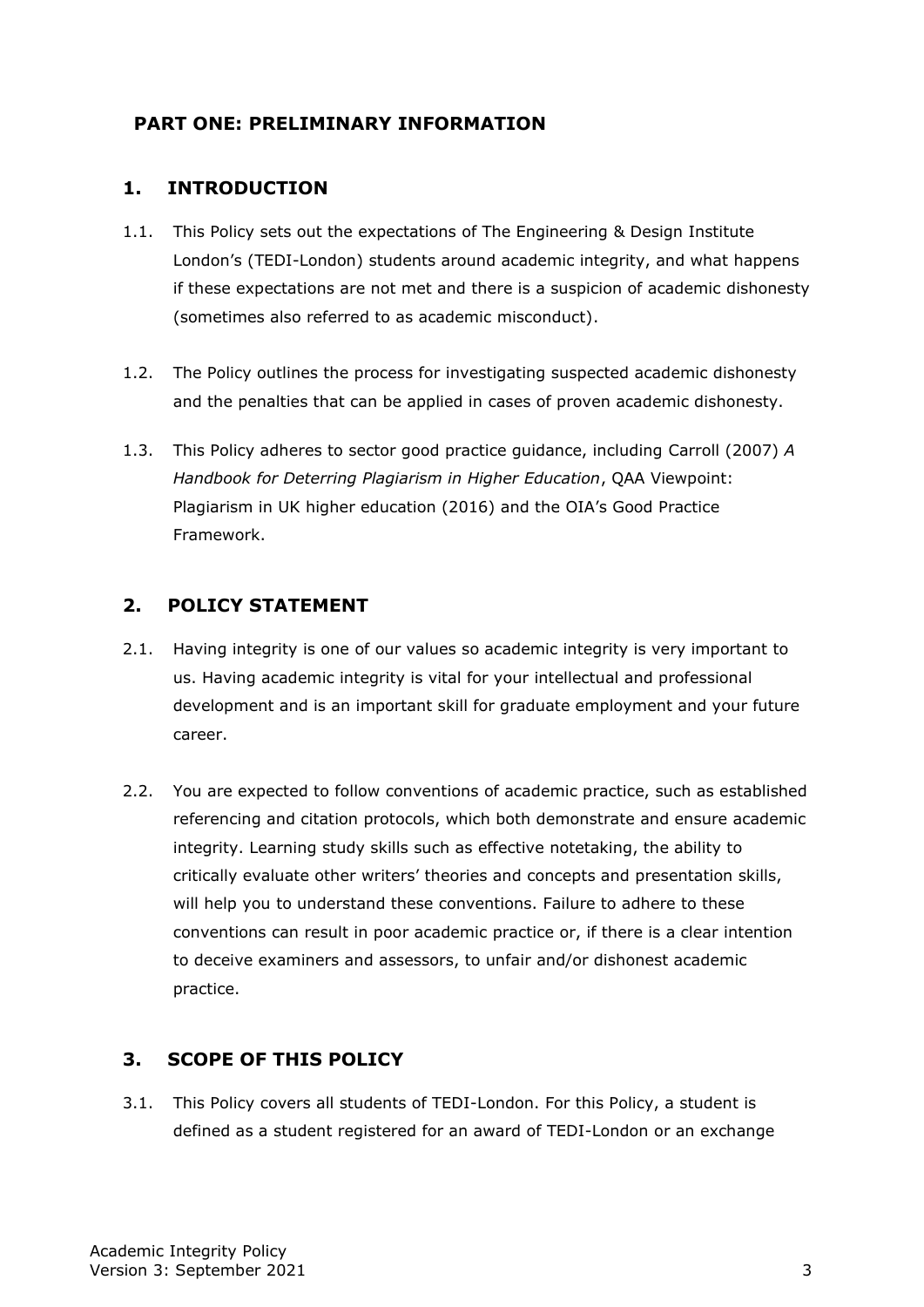## PART ONE: PRELIMINARY INFORMATION

### 1. INTRODUCTION

1.1. This Policy sets out the expectations of The Engineering & Design Institute London's (TEDI-London) students around academic integrity, and what happens if these expectations are not met and there is a suspicion of academic dishonesty (sometimes also referred to as academic misconduct).

1.2. The Policy outlines the process for investigating suspected academic dishonesty and the penalties that can be applied in cases of proven academic dishonesty.

1.3. This Policy adheres to sector good practice guidance, including Carroll (2007) *A Handbook for Deterring Plagiarism in Higher Education*, QAA Viewpoint: Plagiarism in UK higher education (2016) and the OIA's Good Practice Framework.

### 2. POLICY STATEMENT

2.1. Having integrity is one of our values so academic integrity is very important to us. Having academic integrity is vital for your intellectual and professional development and is an important skill for graduate employment and your future career.

2.2. You are expected to follow conventions of academic practice, such as established referencing and citation protocols, which both demonstrate and ensure academic integrity. Learning study skills such as effective notetaking, the ability to critically evaluate other writers' theories and concepts and presentation skills, will help you to understand these conventions. Failure to adhere to these conventions can result in poor academic practice or, if there is a clear intention to deceive examiners and assessors, to unfair and/or dishonest academic practice.

### 3. SCOPE OF THIS POLICY

3.1. This Policy covers all students of TEDI-London. For this Policy, a student is defined as a student registered for an award of TEDI-London or an exchange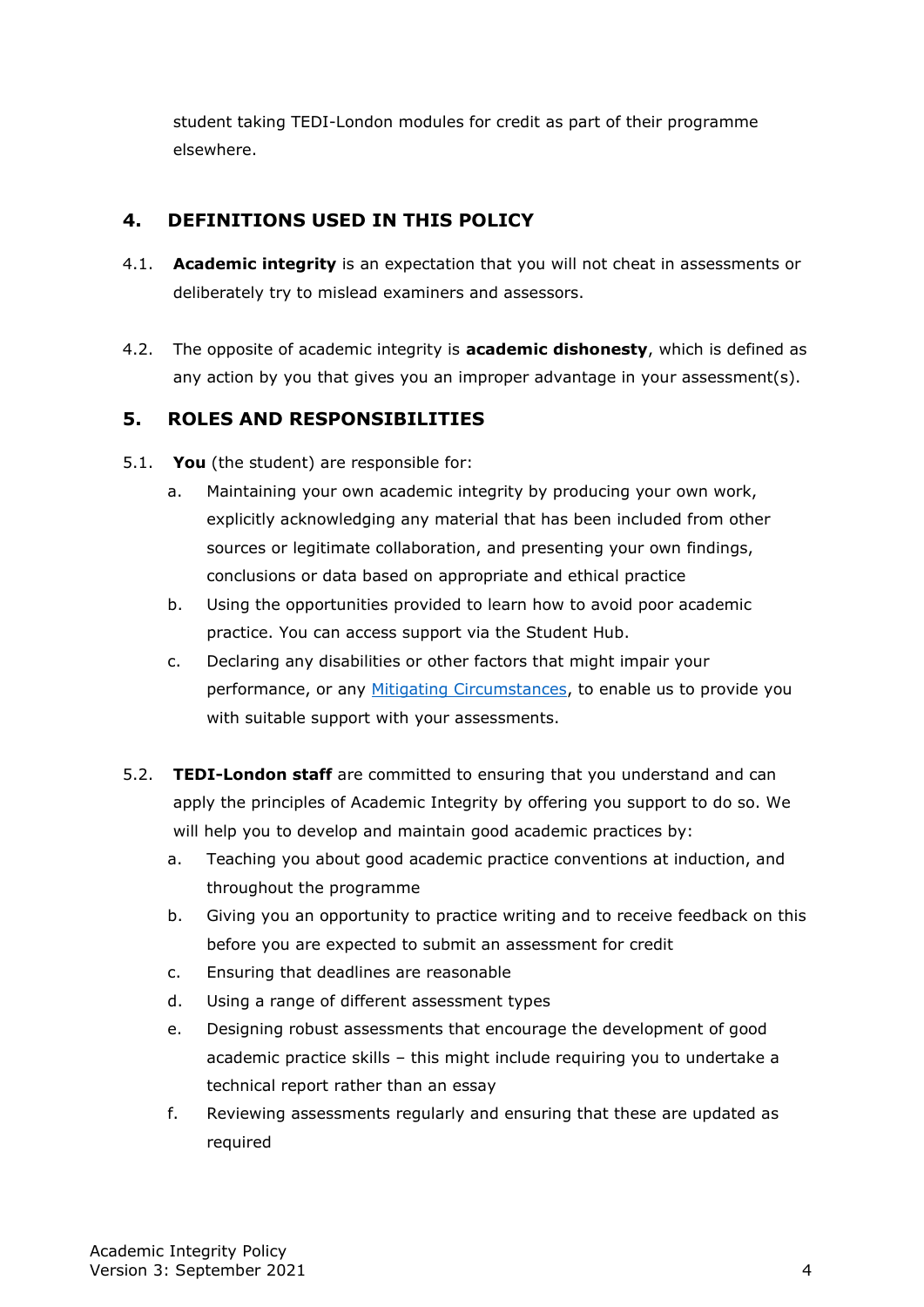student taking TEDI-London modules for credit as part of their programme elsewhere.

## 4. DEFINITIONS USED IN THIS POLICY

4.1. **Academic integrity** is an expectation that you will not cheat in assessments or deliberately try to mislead examiners and assessors.

4.2. The opposite of academic integrity is **academic dishonesty**, which is defined as any action by you that gives you an improper advantage in your assessment(s).

## 5. ROLES AND RESPONSIBILITIES

5.1. **You** (the student) are responsible for:

a. Maintaining your own academic integrity by producing your own work, explicitly acknowledging any material that has been included from other sources or legitimate collaboration, and presenting your own findings, conclusions or data based on appropriate and ethical practice

b. Using the opportunities provided to learn how to avoid poor academic practice. You can access support via the Student Hub.

c. Declaring any disabilities or other factors that might impair your performance, or any [Mitigating Circumstances](), to enable us to provide you with suitable support with your assessments.

5.2. **TEDI-London staff** are committed to ensuring that you understand and can apply the principles of Academic Integrity by offering you support to do so. We will help you to develop and maintain good academic practices by:

a. Teaching you about good academic practice conventions at induction, and throughout the programme

b. Giving you an opportunity to practice writing and to receive feedback on this before you are expected to submit an assessment for credit

c. Ensuring that deadlines are reasonable

d. Using a range of different assessment types

e. Designing robust assessments that encourage the development of good academic practice skills – this might include requiring you to undertake a technical report rather than an essay

f. Reviewing assessments regularly and ensuring that these are updated as required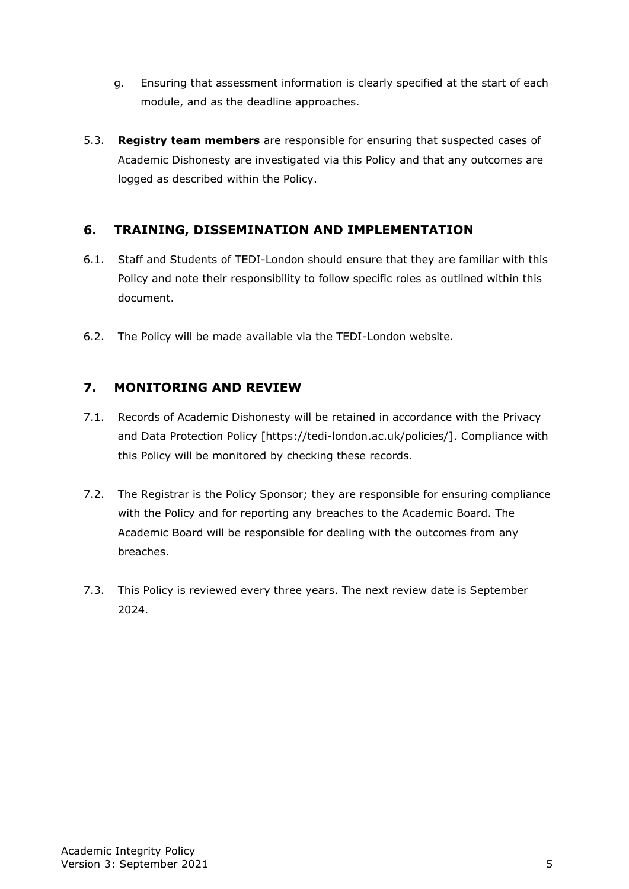g. Ensuring that assessment information is clearly specified at the start of each module, and as the deadline approaches.

5.3. **Registry team members** are responsible for ensuring that suspected cases of Academic Dishonesty are investigated via this Policy and that any outcomes are logged as described within the Policy.

## 6. TRAINING, DISSEMINATION AND IMPLEMENTATION

6.1. Staff and Students of TEDI-London should ensure that they are familiar with this Policy and note their responsibility to follow specific roles as outlined within this document.

6.2. The Policy will be made available via the TEDI-London website.

## 7. MONITORING AND REVIEW

7.1. Records of Academic Dishonesty will be retained in accordance with the Privacy and Data Protection Policy [https://tedi-london.ac.uk/policies/]. Compliance with this Policy will be monitored by checking these records.

7.2. The Registrar is the Policy Sponsor; they are responsible for ensuring compliance with the Policy and for reporting any breaches to the Academic Board. The Academic Board will be responsible for dealing with the outcomes from any breaches.

7.3. This Policy is reviewed every three years. The next review date is September 2024.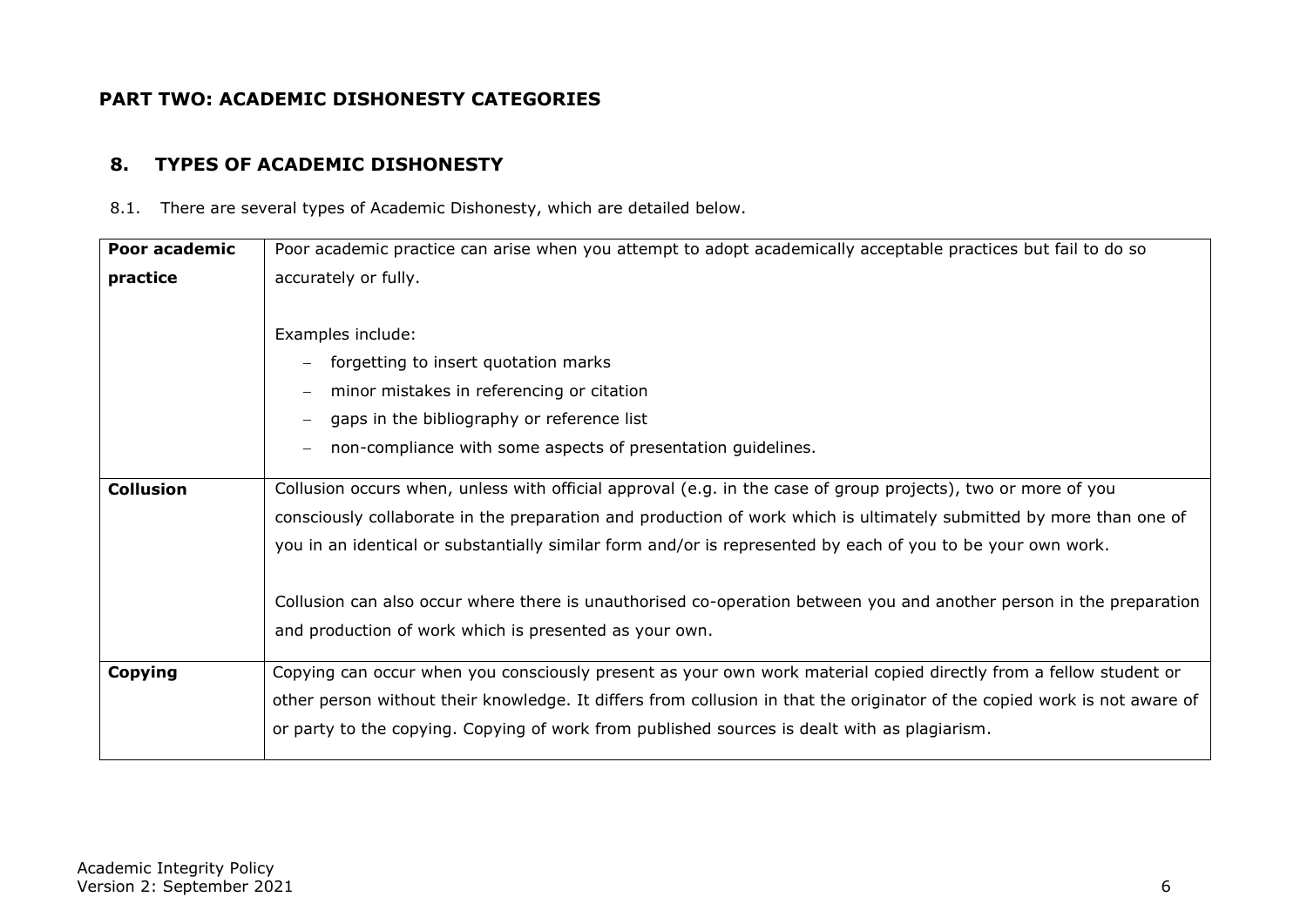## PART TWO: ACADEMIC DISHONESTY CATEGORIES

### 8. TYPES OF ACADEMIC DISHONESTY

8.1. There are several types of Academic Dishonesty, which are detailed below.

| | |
|---|---|
| **Poor academic practice** | Poor academic practice can arise when you attempt to adopt academically acceptable practices but fail to do so accurately or fully.<br><br>Examples include:<br>– forgetting to insert quotation marks<br>– minor mistakes in referencing or citation<br>– gaps in the bibliography or reference list<br>– non-compliance with some aspects of presentation guidelines. |
| **Collusion** | Collusion occurs when, unless with official approval (e.g. in the case of group projects), two or more of you consciously collaborate in the preparation and production of work which is ultimately submitted by more than one of you in an identical or substantially similar form and/or is represented by each of you to be your own work.<br><br>Collusion can also occur where there is unauthorised co-operation between you and another person in the preparation and production of work which is presented as your own. |
| **Copying** | Copying can occur when you consciously present as your own work material copied directly from a fellow student or other person without their knowledge. It differs from collusion in that the originator of the copied work is not aware of or party to the copying. Copying of work from published sources is dealt with as plagiarism. |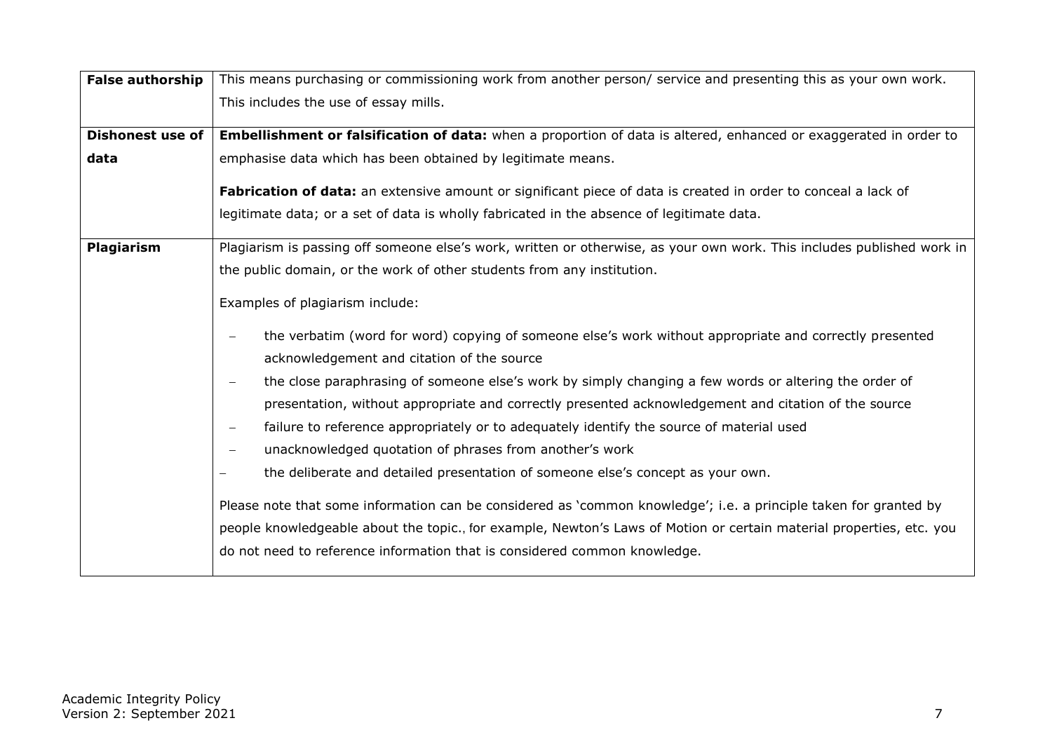| | |
|---|---|
| **False authorship** | This means purchasing or commissioning work from another person/ service and presenting this as your own work. This includes the use of essay mills. |
| **Dishonest use of data** | **Embellishment or falsification of data:** when a proportion of data is altered, enhanced or exaggerated in order to emphasise data which has been obtained by legitimate means.<br><br>**Fabrication of data:** an extensive amount or significant piece of data is created in order to conceal a lack of legitimate data; or a set of data is wholly fabricated in the absence of legitimate data. |
| **Plagiarism** | Plagiarism is passing off someone else's work, written or otherwise, as your own work. This includes published work in the public domain, or the work of other students from any institution.<br><br>Examples of plagiarism include:<br><br>– the verbatim (word for word) copying of someone else's work without appropriate and correctly presented acknowledgement and citation of the source<br>– the close paraphrasing of someone else's work by simply changing a few words or altering the order of presentation, without appropriate and correctly presented acknowledgement and citation of the source<br>– failure to reference appropriately or to adequately identify the source of material used<br>– unacknowledged quotation of phrases from another's work<br>– the deliberate and detailed presentation of someone else's concept as your own.<br><br>Please note that some information can be considered as 'common knowledge'; i.e. a principle taken for granted by people knowledgeable about the topic., for example, Newton's Laws of Motion or certain material properties, etc. you do not need to reference information that is considered common knowledge. |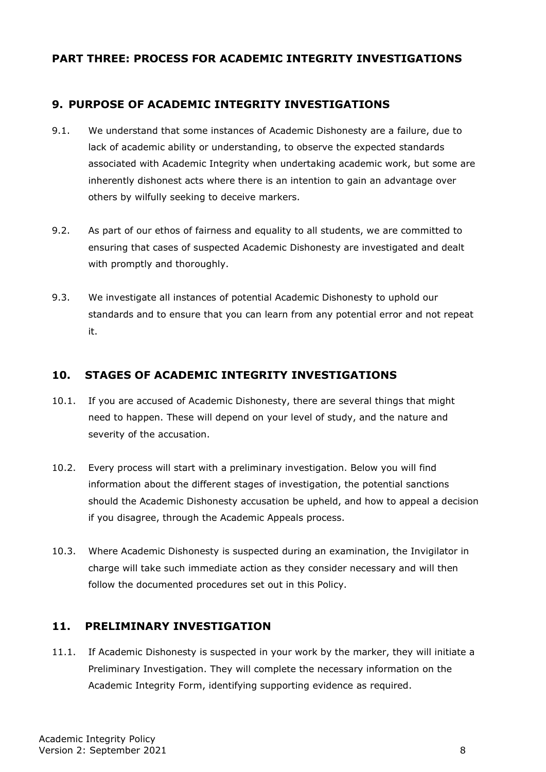## PART THREE: PROCESS FOR ACADEMIC INTEGRITY INVESTIGATIONS

### 9. PURPOSE OF ACADEMIC INTEGRITY INVESTIGATIONS

9.1. We understand that some instances of Academic Dishonesty are a failure, due to lack of academic ability or understanding, to observe the expected standards associated with Academic Integrity when undertaking academic work, but some are inherently dishonest acts where there is an intention to gain an advantage over others by wilfully seeking to deceive markers.

9.2. As part of our ethos of fairness and equality to all students, we are committed to ensuring that cases of suspected Academic Dishonesty are investigated and dealt with promptly and thoroughly.

9.3. We investigate all instances of potential Academic Dishonesty to uphold our standards and to ensure that you can learn from any potential error and not repeat it.

### 10. STAGES OF ACADEMIC INTEGRITY INVESTIGATIONS

10.1. If you are accused of Academic Dishonesty, there are several things that might need to happen. These will depend on your level of study, and the nature and severity of the accusation.

10.2. Every process will start with a preliminary investigation. Below you will find information about the different stages of investigation, the potential sanctions should the Academic Dishonesty accusation be upheld, and how to appeal a decision if you disagree, through the Academic Appeals process.

10.3. Where Academic Dishonesty is suspected during an examination, the Invigilator in charge will take such immediate action as they consider necessary and will then follow the documented procedures set out in this Policy.

### 11. PRELIMINARY INVESTIGATION

11.1. If Academic Dishonesty is suspected in your work by the marker, they will initiate a Preliminary Investigation. They will complete the necessary information on the Academic Integrity Form, identifying supporting evidence as required.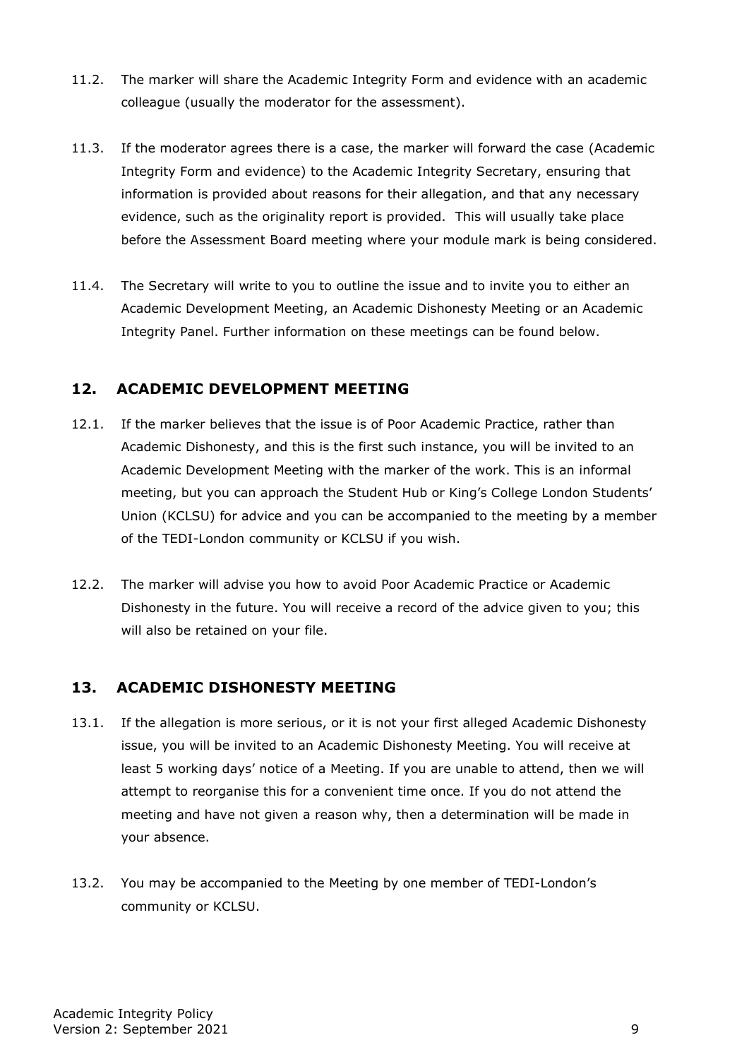11.2. The marker will share the Academic Integrity Form and evidence with an academic colleague (usually the moderator for the assessment).

11.3. If the moderator agrees there is a case, the marker will forward the case (Academic Integrity Form and evidence) to the Academic Integrity Secretary, ensuring that information is provided about reasons for their allegation, and that any necessary evidence, such as the originality report is provided. This will usually take place before the Assessment Board meeting where your module mark is being considered.

11.4. The Secretary will write to you to outline the issue and to invite you to either an Academic Development Meeting, an Academic Dishonesty Meeting or an Academic Integrity Panel. Further information on these meetings can be found below.

## 12. ACADEMIC DEVELOPMENT MEETING

12.1. If the marker believes that the issue is of Poor Academic Practice, rather than Academic Dishonesty, and this is the first such instance, you will be invited to an Academic Development Meeting with the marker of the work. This is an informal meeting, but you can approach the Student Hub or King's College London Students' Union (KCLSU) for advice and you can be accompanied to the meeting by a member of the TEDI-London community or KCLSU if you wish.

12.2. The marker will advise you how to avoid Poor Academic Practice or Academic Dishonesty in the future. You will receive a record of the advice given to you; this will also be retained on your file.

## 13. ACADEMIC DISHONESTY MEETING

13.1. If the allegation is more serious, or it is not your first alleged Academic Dishonesty issue, you will be invited to an Academic Dishonesty Meeting. You will receive at least 5 working days' notice of a Meeting. If you are unable to attend, then we will attempt to reorganise this for a convenient time once. If you do not attend the meeting and have not given a reason why, then a determination will be made in your absence.

13.2. You may be accompanied to the Meeting by one member of TEDI-London's community or KCLSU.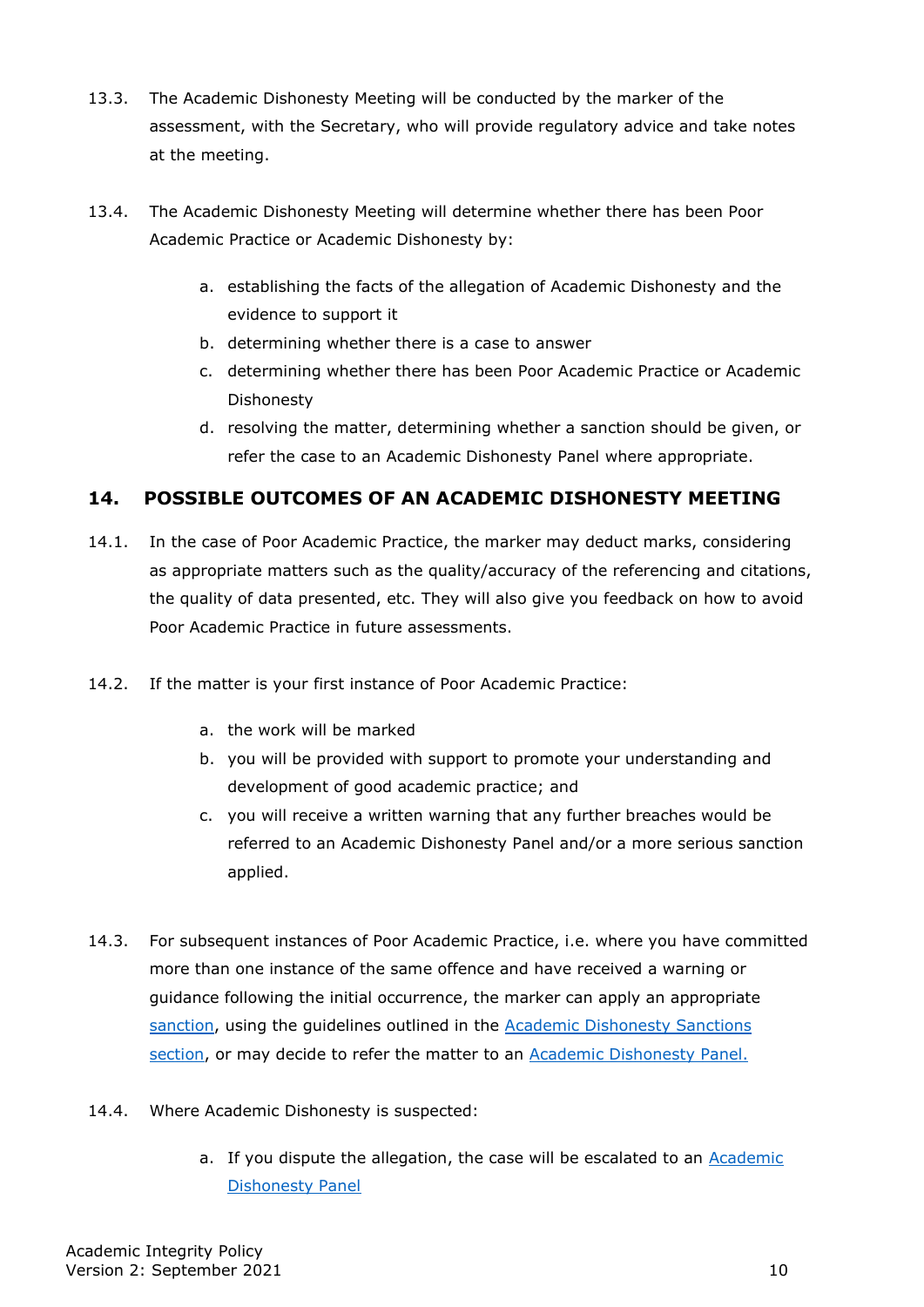13.3. The Academic Dishonesty Meeting will be conducted by the marker of the assessment, with the Secretary, who will provide regulatory advice and take notes at the meeting.

13.4. The Academic Dishonesty Meeting will determine whether there has been Poor Academic Practice or Academic Dishonesty by:

a. establishing the facts of the allegation of Academic Dishonesty and the evidence to support it
b. determining whether there is a case to answer
c. determining whether there has been Poor Academic Practice or Academic Dishonesty
d. resolving the matter, determining whether a sanction should be given, or refer the case to an Academic Dishonesty Panel where appropriate.

## 14. POSSIBLE OUTCOMES OF AN ACADEMIC DISHONESTY MEETING

14.1. In the case of Poor Academic Practice, the marker may deduct marks, considering as appropriate matters such as the quality/accuracy of the referencing and citations, the quality of data presented, etc. They will also give you feedback on how to avoid Poor Academic Practice in future assessments.

14.2. If the matter is your first instance of Poor Academic Practice:

a. the work will be marked
b. you will be provided with support to promote your understanding and development of good academic practice; and
c. you will receive a written warning that any further breaches would be referred to an Academic Dishonesty Panel and/or a more serious sanction applied.

14.3. For subsequent instances of Poor Academic Practice, i.e. where you have committed more than one instance of the same offence and have received a warning or guidance following the initial occurrence, the marker can apply an appropriate sanction, using the guidelines outlined in the Academic Dishonesty Sanctions section, or may decide to refer the matter to an Academic Dishonesty Panel.

14.4. Where Academic Dishonesty is suspected:

a. If you dispute the allegation, the case will be escalated to an Academic Dishonesty Panel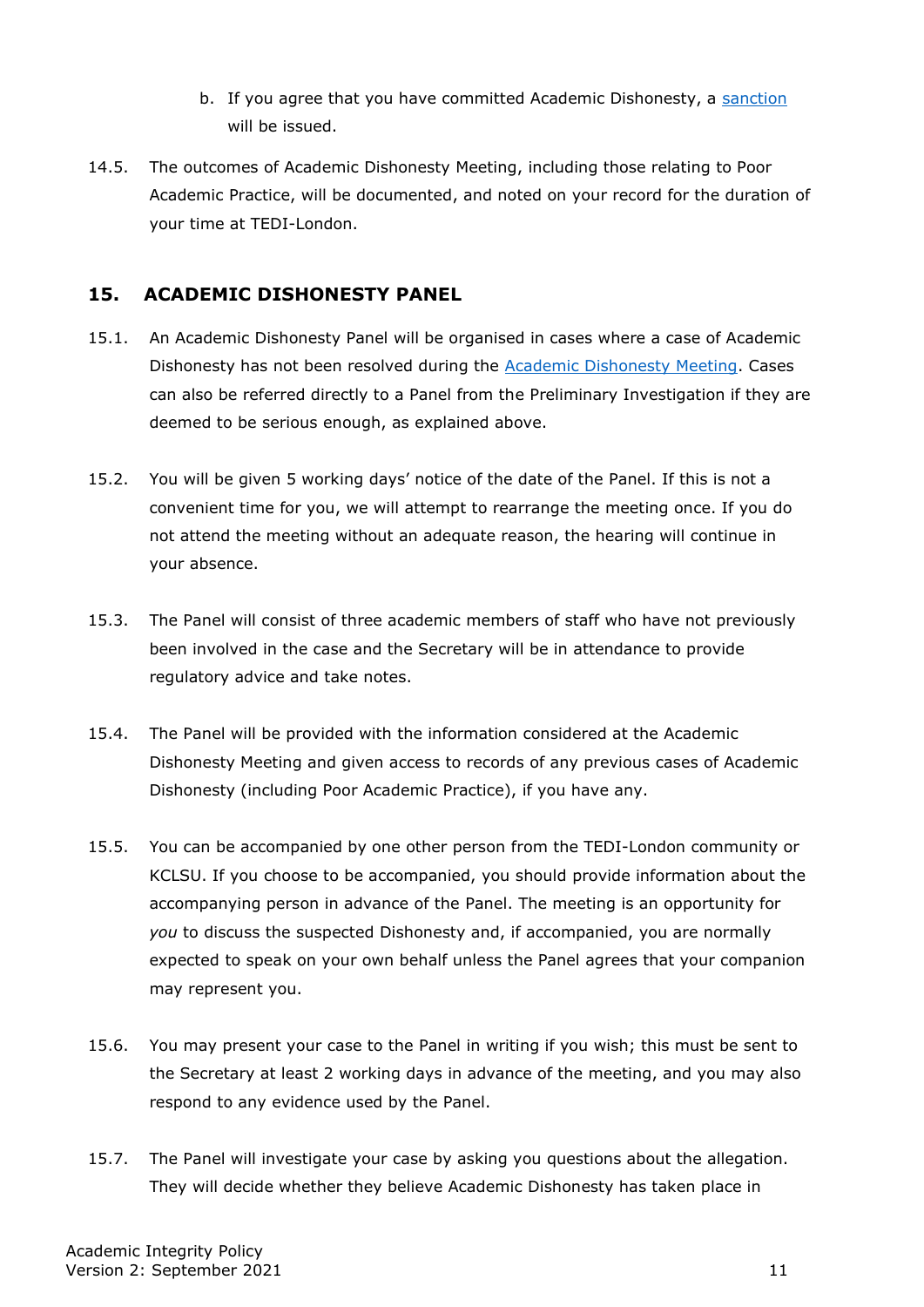b. If you agree that you have committed Academic Dishonesty, a sanction will be issued.

14.5. The outcomes of Academic Dishonesty Meeting, including those relating to Poor Academic Practice, will be documented, and noted on your record for the duration of your time at TEDI-London.

## 15. ACADEMIC DISHONESTY PANEL

15.1. An Academic Dishonesty Panel will be organised in cases where a case of Academic Dishonesty has not been resolved during the Academic Dishonesty Meeting. Cases can also be referred directly to a Panel from the Preliminary Investigation if they are deemed to be serious enough, as explained above.

15.2. You will be given 5 working days' notice of the date of the Panel. If this is not a convenient time for you, we will attempt to rearrange the meeting once. If you do not attend the meeting without an adequate reason, the hearing will continue in your absence.

15.3. The Panel will consist of three academic members of staff who have not previously been involved in the case and the Secretary will be in attendance to provide regulatory advice and take notes.

15.4. The Panel will be provided with the information considered at the Academic Dishonesty Meeting and given access to records of any previous cases of Academic Dishonesty (including Poor Academic Practice), if you have any.

15.5. You can be accompanied by one other person from the TEDI-London community or KCLSU. If you choose to be accompanied, you should provide information about the accompanying person in advance of the Panel. The meeting is an opportunity for *you* to discuss the suspected Dishonesty and, if accompanied, you are normally expected to speak on your own behalf unless the Panel agrees that your companion may represent you.

15.6. You may present your case to the Panel in writing if you wish; this must be sent to the Secretary at least 2 working days in advance of the meeting, and you may also respond to any evidence used by the Panel.

15.7. The Panel will investigate your case by asking you questions about the allegation. They will decide whether they believe Academic Dishonesty has taken place in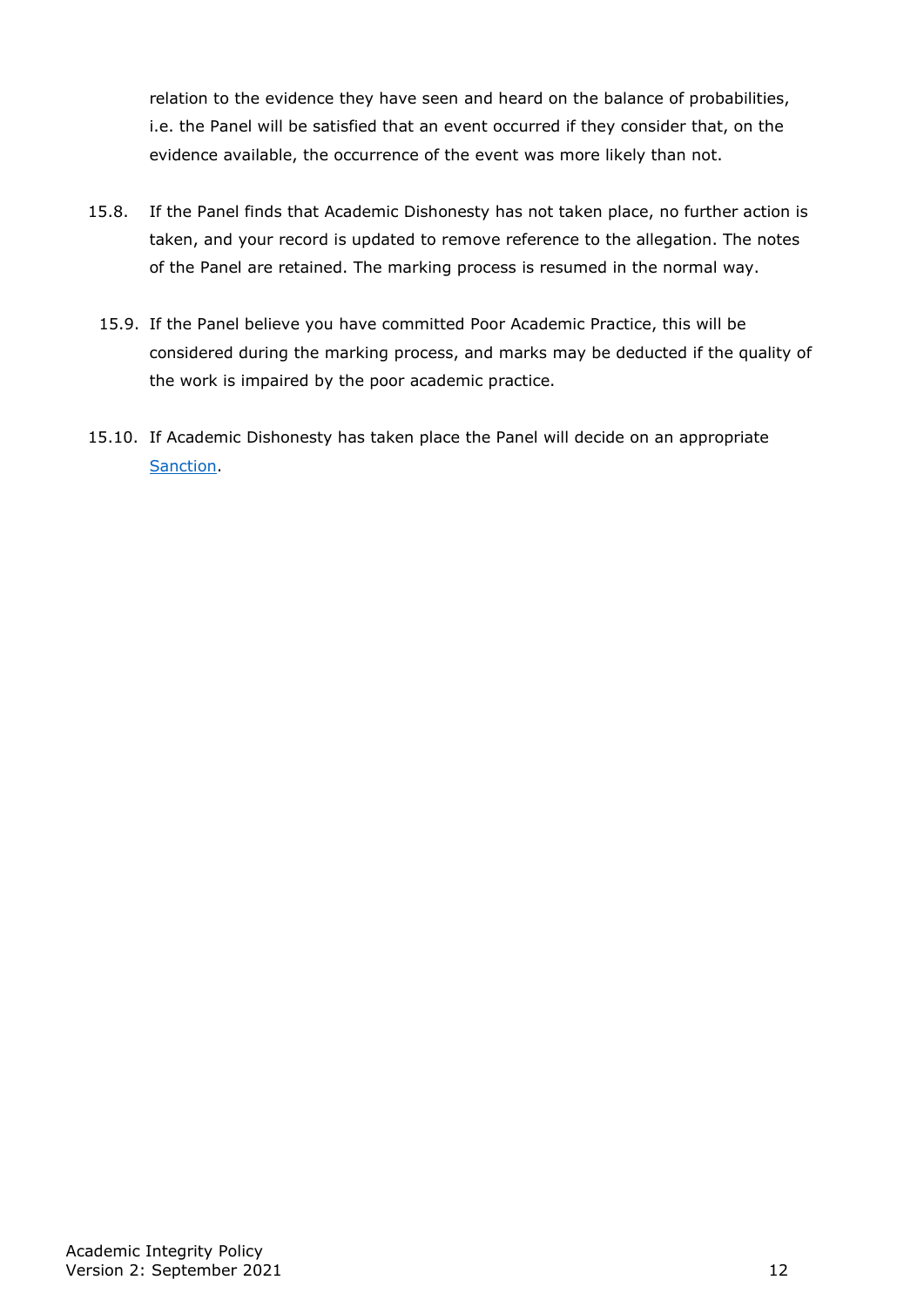relation to the evidence they have seen and heard on the balance of probabilities, i.e. the Panel will be satisfied that an event occurred if they consider that, on the evidence available, the occurrence of the event was more likely than not.

15.8. If the Panel finds that Academic Dishonesty has not taken place, no further action is taken, and your record is updated to remove reference to the allegation. The notes of the Panel are retained. The marking process is resumed in the normal way.

15.9. If the Panel believe you have committed Poor Academic Practice, this will be considered during the marking process, and marks may be deducted if the quality of the work is impaired by the poor academic practice.

15.10. If Academic Dishonesty has taken place the Panel will decide on an appropriate Sanction.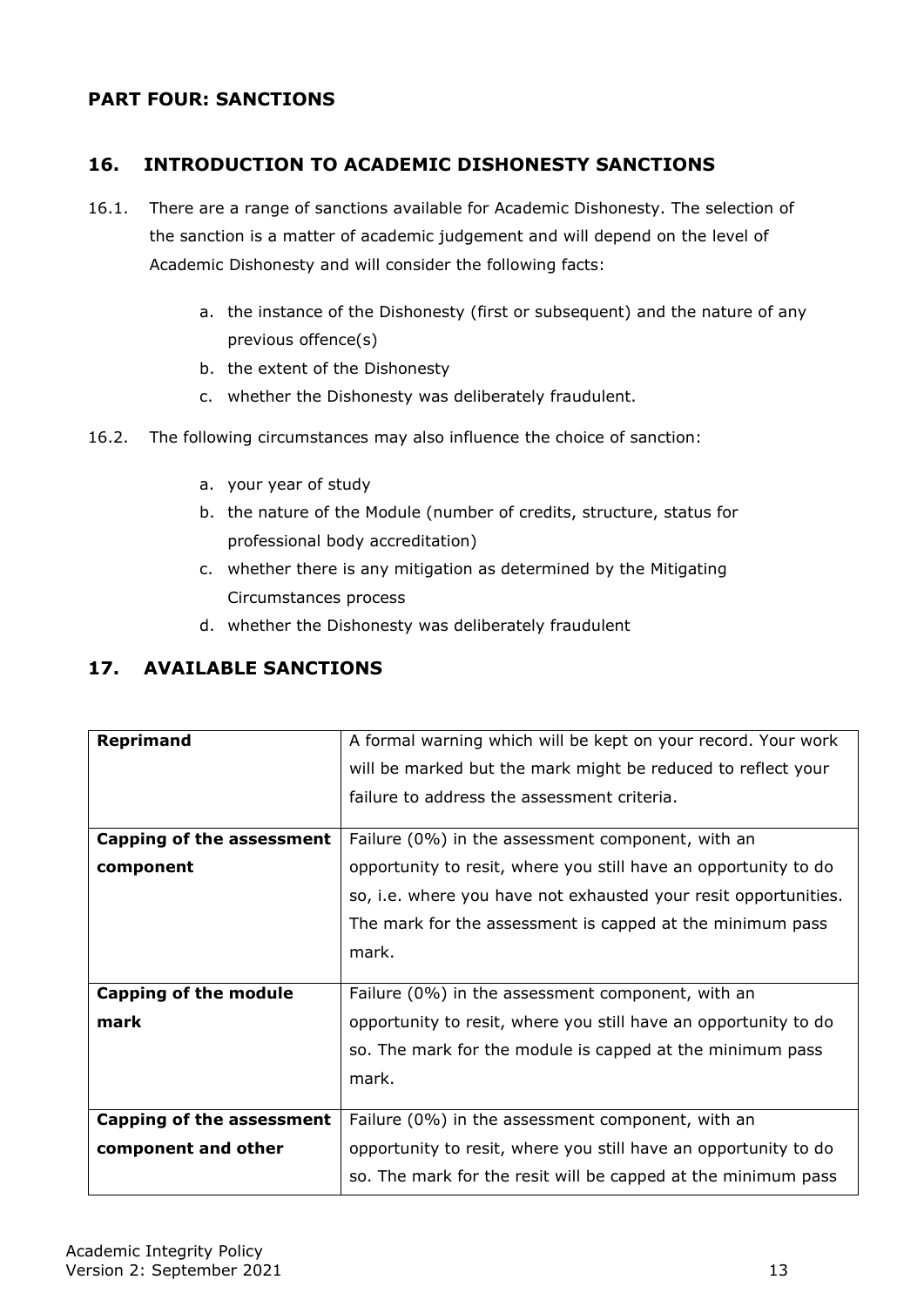## PART FOUR: SANCTIONS

### 16. INTRODUCTION TO ACADEMIC DISHONESTY SANCTIONS

16.1. There are a range of sanctions available for Academic Dishonesty. The selection of the sanction is a matter of academic judgement and will depend on the level of Academic Dishonesty and will consider the following facts:

- a. the instance of the Dishonesty (first or subsequent) and the nature of any previous offence(s)
- b. the extent of the Dishonesty
- c. whether the Dishonesty was deliberately fraudulent.

16.2. The following circumstances may also influence the choice of sanction:

- a. your year of study
- b. the nature of the Module (number of credits, structure, status for professional body accreditation)
- c. whether there is any mitigation as determined by the Mitigating Circumstances process
- d. whether the Dishonesty was deliberately fraudulent

### 17. AVAILABLE SANCTIONS

| | |
|---|---|
| **Reprimand** | A formal warning which will be kept on your record. Your work will be marked but the mark might be reduced to reflect your failure to address the assessment criteria. |
| **Capping of the assessment component** | Failure (0%) in the assessment component, with an opportunity to resit, where you still have an opportunity to do so, i.e. where you have not exhausted your resit opportunities. The mark for the assessment is capped at the minimum pass mark. |
| **Capping of the module mark** | Failure (0%) in the assessment component, with an opportunity to resit, where you still have an opportunity to do so. The mark for the module is capped at the minimum pass mark. |
| **Capping of the assessment component and other** | Failure (0%) in the assessment component, with an opportunity to resit, where you still have an opportunity to do so. The mark for the resit will be capped at the minimum pass |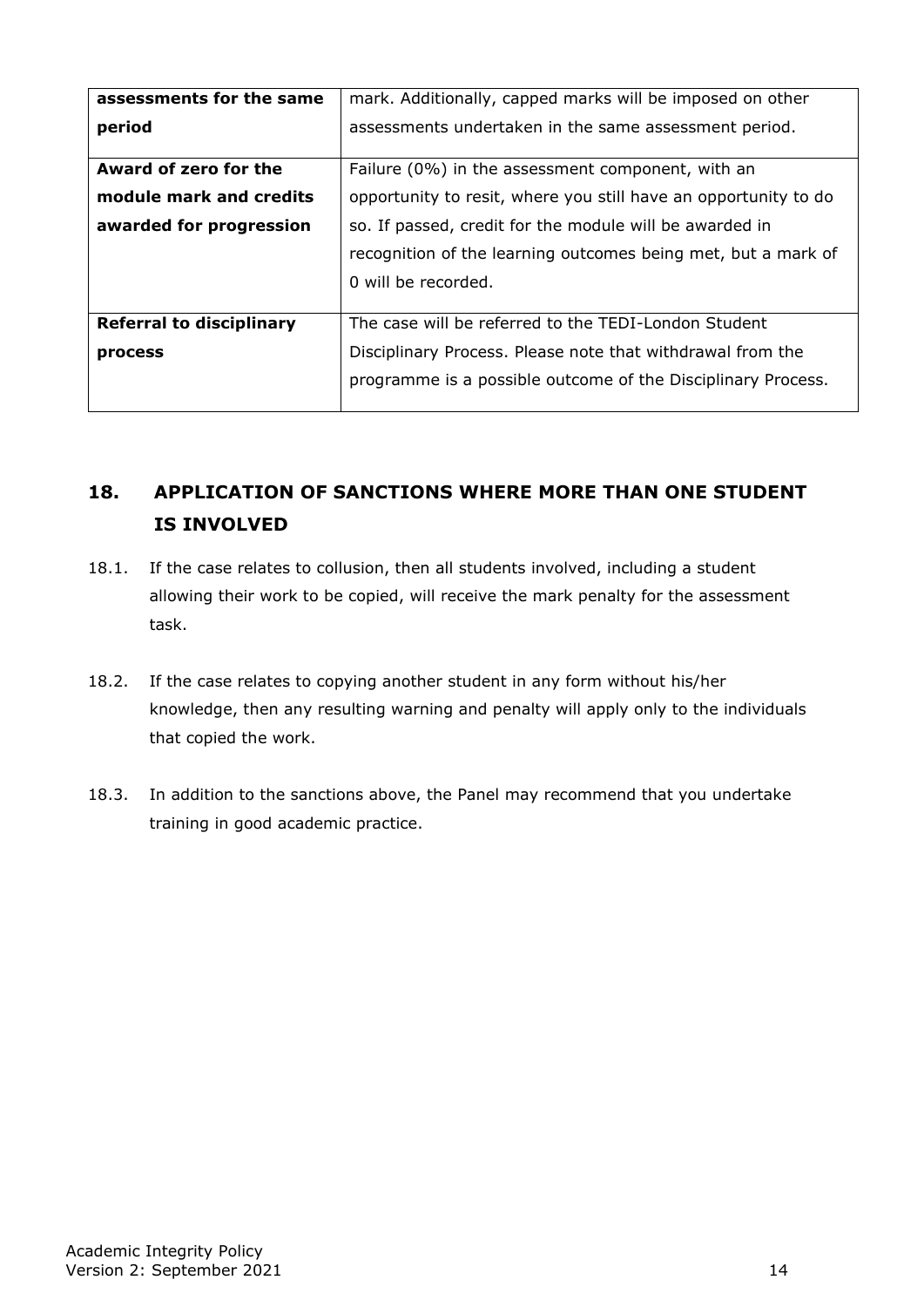| | |
|---|---|
| **assessments for the same period** | mark. Additionally, capped marks will be imposed on other assessments undertaken in the same assessment period. |
| **Award of zero for the module mark and credits awarded for progression** | Failure (0%) in the assessment component, with an opportunity to resit, where you still have an opportunity to do so. If passed, credit for the module will be awarded in recognition of the learning outcomes being met, but a mark of 0 will be recorded. |
| **Referral to disciplinary process** | The case will be referred to the TEDI-London Student Disciplinary Process. Please note that withdrawal from the programme is a possible outcome of the Disciplinary Process. |

## 18. APPLICATION OF SANCTIONS WHERE MORE THAN ONE STUDENT IS INVOLVED

18.1. If the case relates to collusion, then all students involved, including a student allowing their work to be copied, will receive the mark penalty for the assessment task.

18.2. If the case relates to copying another student in any form without his/her knowledge, then any resulting warning and penalty will apply only to the individuals that copied the work.

18.3. In addition to the sanctions above, the Panel may recommend that you undertake training in good academic practice.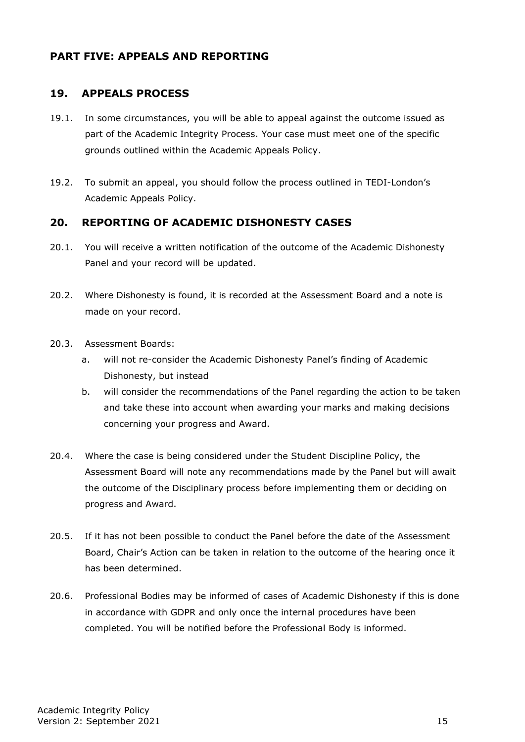## PART FIVE: APPEALS AND REPORTING

### 19. APPEALS PROCESS

19.1. In some circumstances, you will be able to appeal against the outcome issued as part of the Academic Integrity Process. Your case must meet one of the specific grounds outlined within the Academic Appeals Policy.

19.2. To submit an appeal, you should follow the process outlined in TEDI-London's Academic Appeals Policy.

### 20. REPORTING OF ACADEMIC DISHONESTY CASES

20.1. You will receive a written notification of the outcome of the Academic Dishonesty Panel and your record will be updated.

20.2. Where Dishonesty is found, it is recorded at the Assessment Board and a note is made on your record.

20.3. Assessment Boards:

a. will not re-consider the Academic Dishonesty Panel's finding of Academic Dishonesty, but instead

b. will consider the recommendations of the Panel regarding the action to be taken and take these into account when awarding your marks and making decisions concerning your progress and Award.

20.4. Where the case is being considered under the Student Discipline Policy, the Assessment Board will note any recommendations made by the Panel but will await the outcome of the Disciplinary process before implementing them or deciding on progress and Award.

20.5. If it has not been possible to conduct the Panel before the date of the Assessment Board, Chair's Action can be taken in relation to the outcome of the hearing once it has been determined.

20.6. Professional Bodies may be informed of cases of Academic Dishonesty if this is done in accordance with GDPR and only once the internal procedures have been completed. You will be notified before the Professional Body is informed.